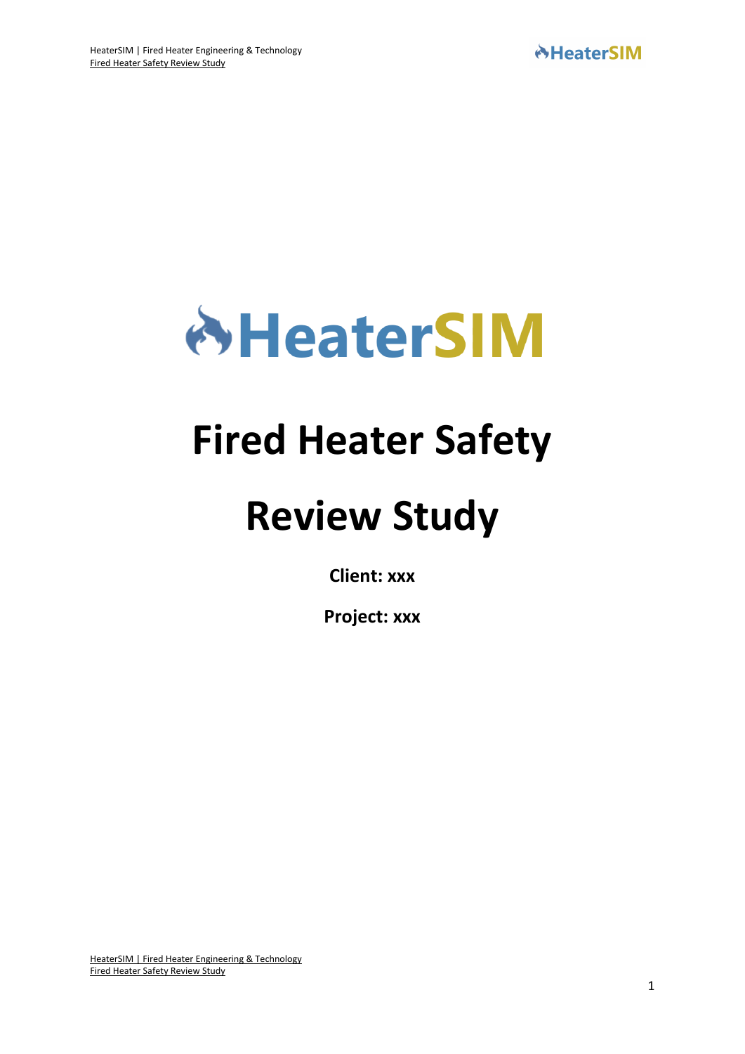HeaterSIM

# Fired Heater Safety Review Study

**Client: xxx**

**Project: xxx**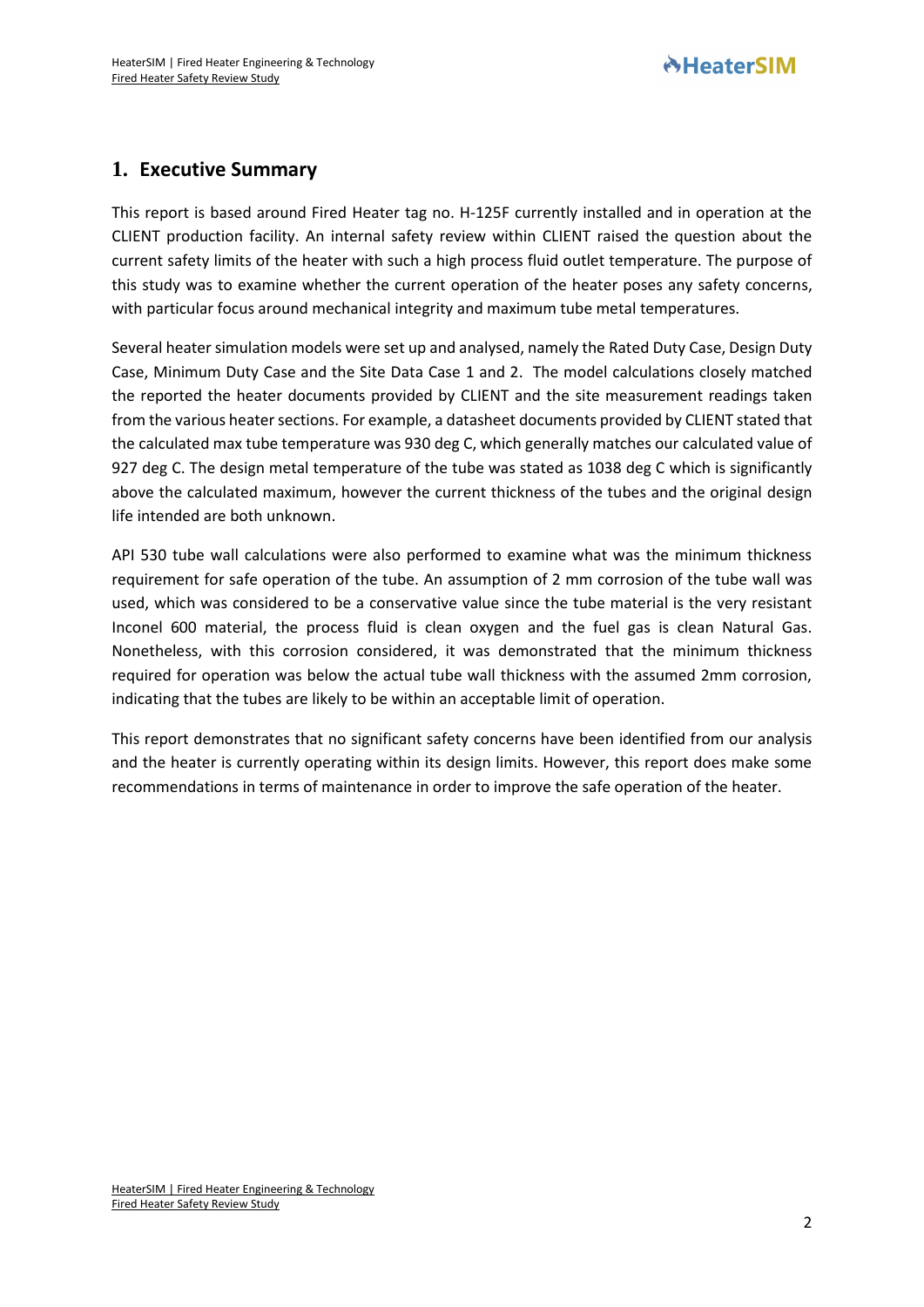## 1. Executive Summary

This report is based around Fired Heater tag no. H-125F currently installed and in operation at the CLIENT production facility. An internal safety review within CLIENT raised the question about the current safety limits of the heater with such a high process fluid outlet temperature. The purpose of this study was to examine whether the current operation of the heater poses any safety concerns, with particular focus around mechanical integrity and maximum tube metal temperatures.

Several heater simulation models were set up and analysed, namely the Rated Duty Case, Design Duty Case, Minimum Duty Case and the Site Data Case 1 and 2. The model calculations closely matched the reported the heater documents provided by CLIENT and the site measurement readings taken from the various heater sections. For example, a datasheet documents provided by CLIENT stated that the calculated max tube temperature was 930 deg C, which generally matches our calculated value of 927 deg C. The design metal temperature of the tube was stated as 1038 deg C which is significantly above the calculated maximum, however the current thickness of the tubes and the original design life intended are both unknown.

API 530 tube wall calculations were also performed to examine what was the minimum thickness requirement for safe operation of the tube. An assumption of 2 mm corrosion of the tube wall was used, which was considered to be a conservative value since the tube material is the very resistant Inconel 600 material, the process fluid is clean oxygen and the fuel gas is clean Natural Gas. Nonetheless, with this corrosion considered, it was demonstrated that the minimum thickness required for operation was below the actual tube wall thickness with the assumed 2mm corrosion, indicating that the tubes are likely to be within an acceptable limit of operation.

This report demonstrates that no significant safety concerns have been identified from our analysis and the heater is currently operating within its design limits. However, this report does make some recommendations in terms of maintenance in order to improve the safe operation of the heater.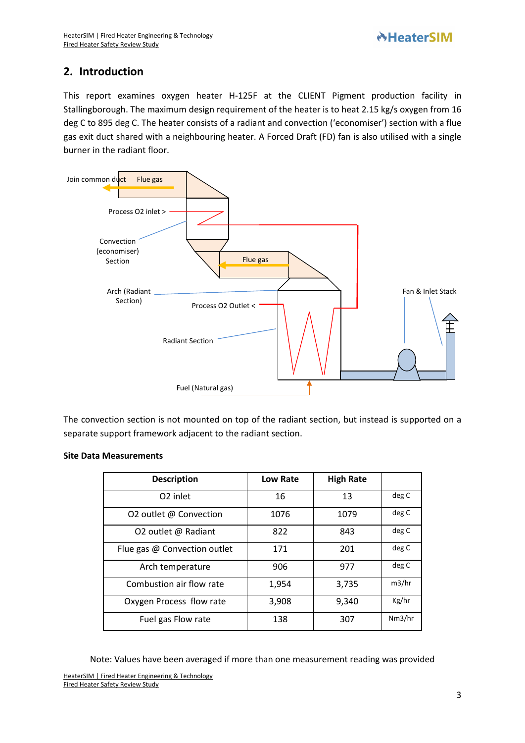## 2. Introduction

This report examines oxygen heater H-125F at the CLIENT Pigment production facility in Stallingborough. The maximum design requirement of the heater is to heat 2.15 kg/s oxygen from 16 deg C to 895 deg C. The heater consists of a radiant and convection ('economiser') section with a flue gas exit duct shared with a neighbouring heater. A Forced Draft (FD) fan is also utilised with a single burner in the radiant floor.

Join common duct
Flue gas
Process O2 inlet >
Convection (economiser) Section
Flue gas
Arch (Radiant Section)
Process O2 Outlet <
Fan & Inlet Stack
Radiant Section
Fuel (Natural gas)

The convection section is not mounted on top of the radiant section, but instead is supported on a separate support framework adjacent to the radiant section.

**Site Data Measurements**

| Description | Low Rate | High Rate | |
|---|---|---|---|
| O2 inlet | 16 | 13 | deg C |
| O2 outlet @ Convection | 1076 | 1079 | deg C |
| O2 outlet @ Radiant | 822 | 843 | deg C |
| Flue gas @ Convection outlet | 171 | 201 | deg C |
| Arch temperature | 906 | 977 | deg C |
| Combustion air flow rate | 1,954 | 3,735 | m3/hr |
| Oxygen Process flow rate | 3,908 | 9,340 | Kg/hr |
| Fuel gas Flow rate | 138 | 307 | Nm3/hr |

Note: Values have been averaged if more than one measurement reading was provided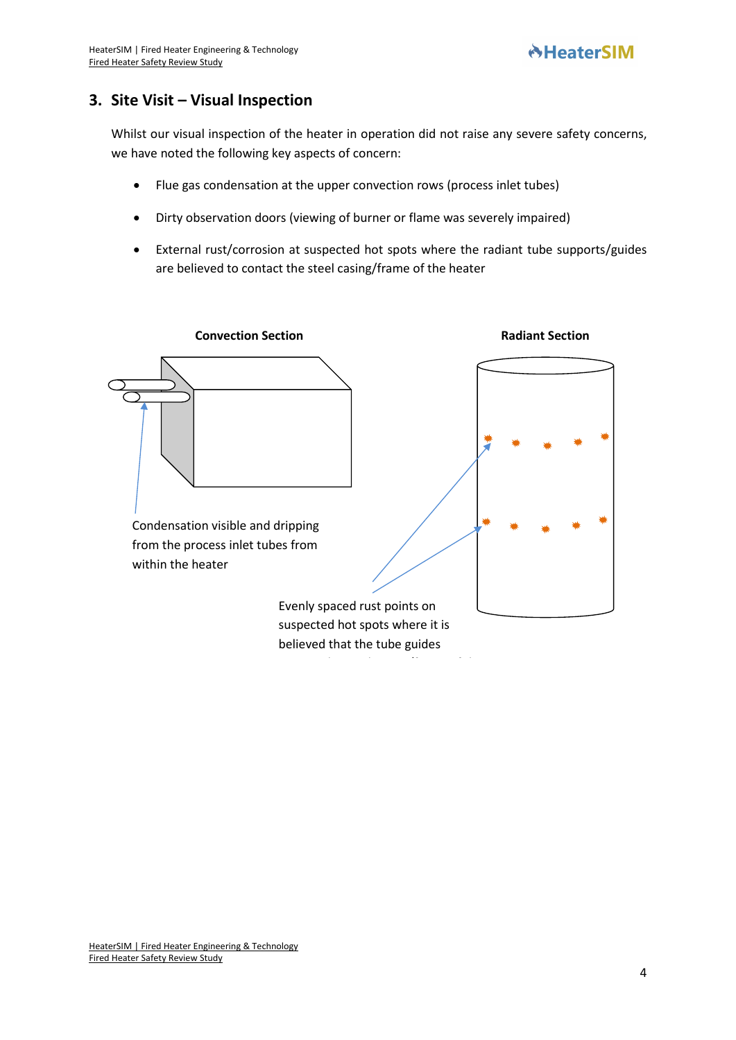## 3. Site Visit – Visual Inspection

Whilst our visual inspection of the heater in operation did not raise any severe safety concerns, we have noted the following key aspects of concern:

- Flue gas condensation at the upper convection rows (process inlet tubes)
- Dirty observation doors (viewing of burner or flame was severely impaired)
- External rust/corrosion at suspected hot spots where the radiant tube supports/guides are believed to contact the steel casing/frame of the heater

**Convection Section**

**Radiant Section**

Condensation visible and dripping from the process inlet tubes from within the heater

Evenly spaced rust points on suspected hot spots where it is believed that the tube guides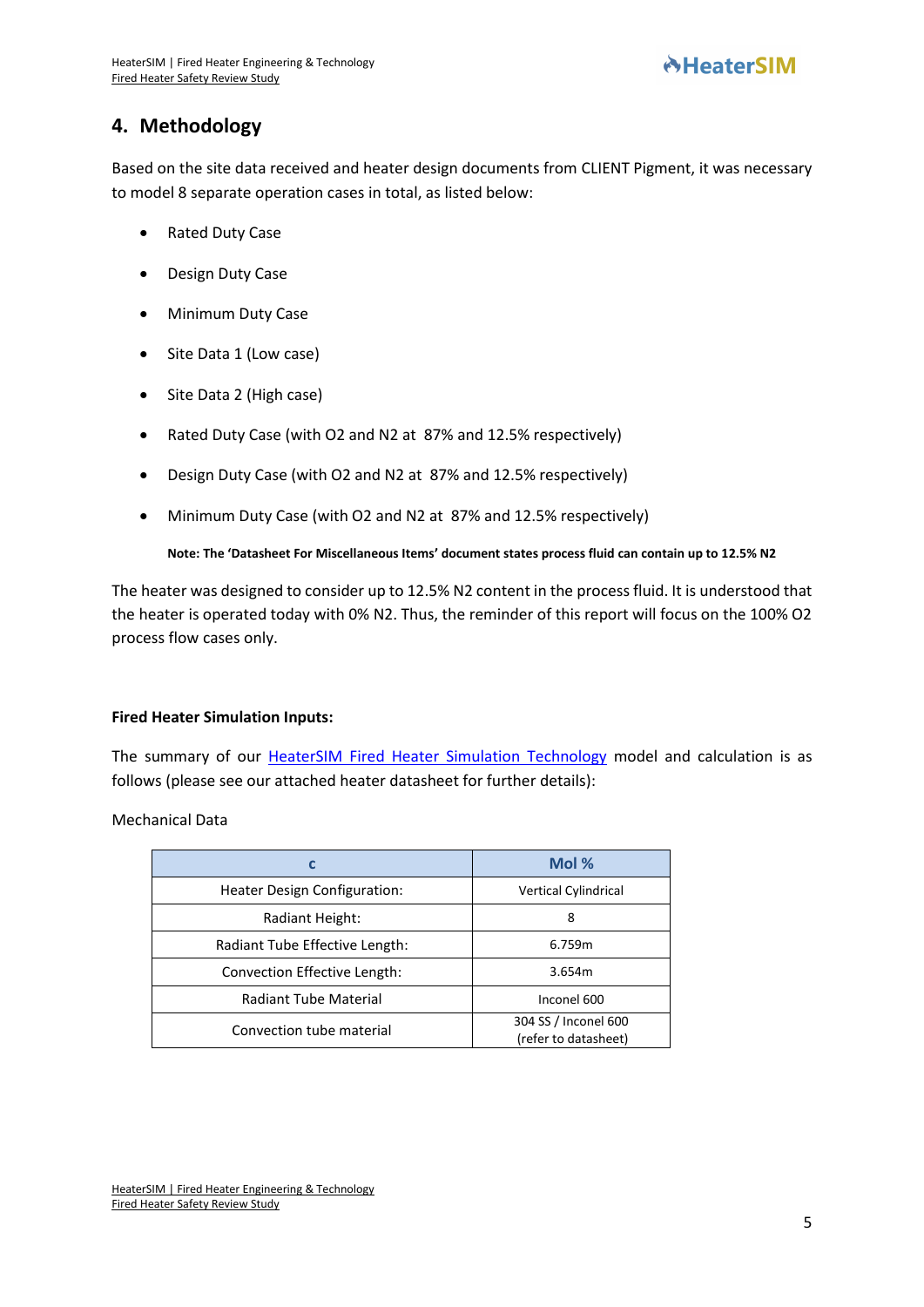## 4. Methodology

Based on the site data received and heater design documents from CLIENT Pigment, it was necessary to model 8 separate operation cases in total, as listed below:

- Rated Duty Case
- Design Duty Case
- Minimum Duty Case
- Site Data 1 (Low case)
- Site Data 2 (High case)
- Rated Duty Case (with $O_2$ and $N_2$ at 87% and 12.5% respectively)
- Design Duty Case (with $O_2$ and $N_2$ at 87% and 12.5% respectively)
- Minimum Duty Case (with $O_2$ and $N_2$ at 87% and 12.5% respectively)

**Note: The 'Datasheet For Miscellaneous Items' document states process fluid can contain up to 12.5% $N_2$**

The heater was designed to consider up to 12.5% $N_2$ content in the process fluid. It is understood that the heater is operated today with 0% $N_2$. Thus, the reminder of this report will focus on the 100% $O_2$ process flow cases only.

**Fired Heater Simulation Inputs:**

The summary of our HeaterSIM Fired Heater Simulation Technology model and calculation is as follows (please see our attached heater datasheet for further details):

Mechanical Data

| c | Mol % |
|---|---|
| Heater Design Configuration: | Vertical Cylindrical |
| Radiant Height: | 8 |
| Radiant Tube Effective Length: | 6.759m |
| Convection Effective Length: | 3.654m |
| Radiant Tube Material | Inconel 600 |
| Convection tube material | 304 SS / Inconel 600 (refer to datasheet) |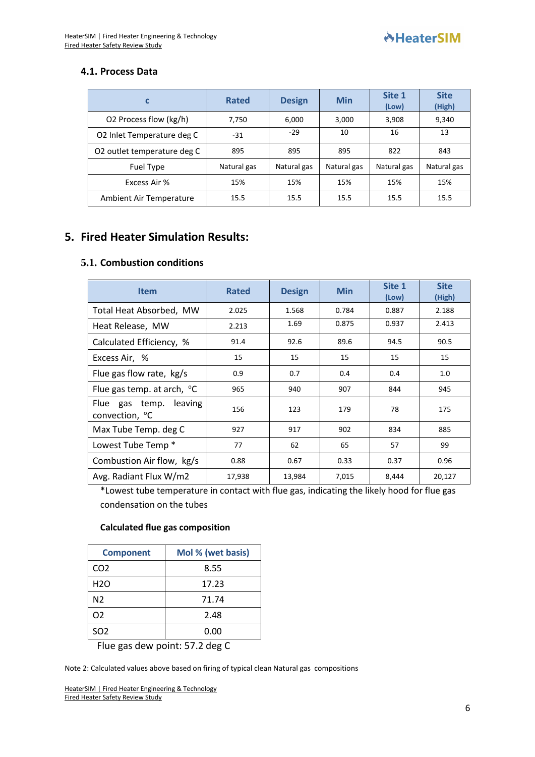### 4.1. Process Data

| c | Rated | Design | Min | Site 1 (Low) | Site (High) |
|---|---|---|---|---|---|
| O2 Process flow (kg/h) | 7,750 | 6,000 | 3,000 | 3,908 | 9,340 |
| O2 Inlet Temperature deg C | -31 | -29 | 10 | 16 | 13 |
| O2 outlet temperature deg C | 895 | 895 | 895 | 822 | 843 |
| Fuel Type | Natural gas | Natural gas | Natural gas | Natural gas | Natural gas |
| Excess Air % | 15% | 15% | 15% | 15% | 15% |
| Ambient Air Temperature | 15.5 | 15.5 | 15.5 | 15.5 | 15.5 |

## 5. Fired Heater Simulation Results:

### 5.1. Combustion conditions

| Item | Rated | Design | Min | Site 1 (Low) | Site (High) |
|---|---|---|---|---|---|
| Total Heat Absorbed, MW | 2.025 | 1.568 | 0.784 | 0.887 | 2.188 |
| Heat Release, MW | 2.213 | 1.69 | 0.875 | 0.937 | 2.413 |
| Calculated Efficiency, % | 91.4 | 92.6 | 89.6 | 94.5 | 90.5 |
| Excess Air, % | 15 | 15 | 15 | 15 | 15 |
| Flue gas flow rate, kg/s | 0.9 | 0.7 | 0.4 | 0.4 | 1.0 |
| Flue gas temp. at arch, °C | 965 | 940 | 907 | 844 | 945 |
| Flue gas temp. leaving convection, °C | 156 | 123 | 179 | 78 | 175 |
| Max Tube Temp. deg C | 927 | 917 | 902 | 834 | 885 |
| Lowest Tube Temp * | 77 | 62 | 65 | 57 | 99 |
| Combustion Air flow, kg/s | 0.88 | 0.67 | 0.33 | 0.37 | 0.96 |
| Avg. Radiant Flux W/m2 | 17,938 | 13,984 | 7,015 | 8,444 | 20,127 |

*Lowest tube temperature in contact with flue gas, indicating the likely hood for flue gas condensation on the tubes

**Calculated flue gas composition**

| Component | Mol % (wet basis) |
|---|---|
| $CO_2$ | 8.55 |
| $H_2O$ | 17.23 |
| $N_2$ | 71.74 |
| $O_2$ | 2.48 |
| $SO_2$ | 0.00 |

Flue gas dew point: 57.2 deg C

Note 2: Calculated values above based on firing of typical clean Natural gas compositions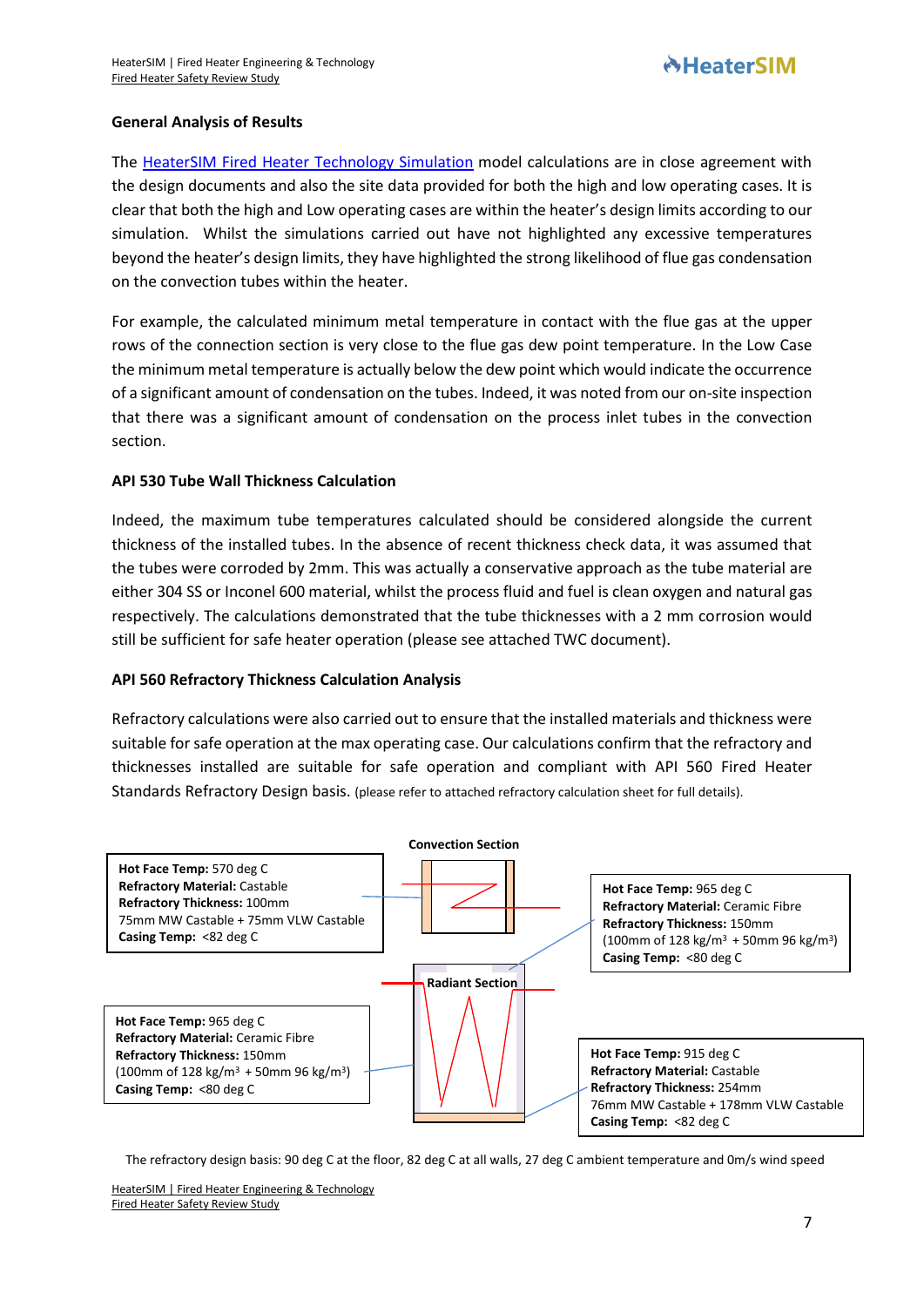### General Analysis of Results

The HeaterSIM Fired Heater Technology Simulation model calculations are in close agreement with the design documents and also the site data provided for both the high and low operating cases. It is clear that both the high and Low operating cases are within the heater's design limits according to our simulation. Whilst the simulations carried out have not highlighted any excessive temperatures beyond the heater's design limits, they have highlighted the strong likelihood of flue gas condensation on the convection tubes within the heater.

For example, the calculated minimum metal temperature in contact with the flue gas at the upper rows of the connection section is very close to the flue gas dew point temperature. In the Low Case the minimum metal temperature is actually below the dew point which would indicate the occurrence of a significant amount of condensation on the tubes. Indeed, it was noted from our on-site inspection that there was a significant amount of condensation on the process inlet tubes in the convection section.

### API 530 Tube Wall Thickness Calculation

Indeed, the maximum tube temperatures calculated should be considered alongside the current thickness of the installed tubes. In the absence of recent thickness check data, it was assumed that the tubes were corroded by 2mm. This was actually a conservative approach as the tube material are either 304 SS or Inconel 600 material, whilst the process fluid and fuel is clean oxygen and natural gas respectively. The calculations demonstrated that the tube thicknesses with a 2 mm corrosion would still be sufficient for safe heater operation (please see attached TWC document).

### API 560 Refractory Thickness Calculation Analysis

Refractory calculations were also carried out to ensure that the installed materials and thickness were suitable for safe operation at the max operating case. Our calculations confirm that the refractory and thicknesses installed are suitable for safe operation and compliant with API 560 Fired Heater Standards Refractory Design basis. (please refer to attached refractory calculation sheet for full details).

**Convection Section**

**Hot Face Temp:** 570 deg C
**Refractory Material:** Castable
**Refractory Thickness:** 100mm
75mm MW Castable + 75mm VLW Castable
**Casing Temp:** <82 deg C

**Hot Face Temp:** 965 deg C
**Refractory Material:** Ceramic Fibre
**Refractory Thickness:** 150mm
(100mm of 128 kg/m$^3$ + 50mm 96 kg/m$^3$)
**Casing Temp:** <80 deg C

**Radiant Section**

**Hot Face Temp:** 965 deg C
**Refractory Material:** Ceramic Fibre
**Refractory Thickness:** 150mm
(100mm of 128 kg/m$^3$ + 50mm 96 kg/m$^3$)
**Casing Temp:** <80 deg C

**Hot Face Temp:** 915 deg C
**Refractory Material:** Castable
**Refractory Thickness:** 254mm
76mm MW Castable + 178mm VLW Castable
**Casing Temp:** <82 deg C

The refractory design basis: 90 deg C at the floor, 82 deg C at all walls, 27 deg C ambient temperature and 0m/s wind speed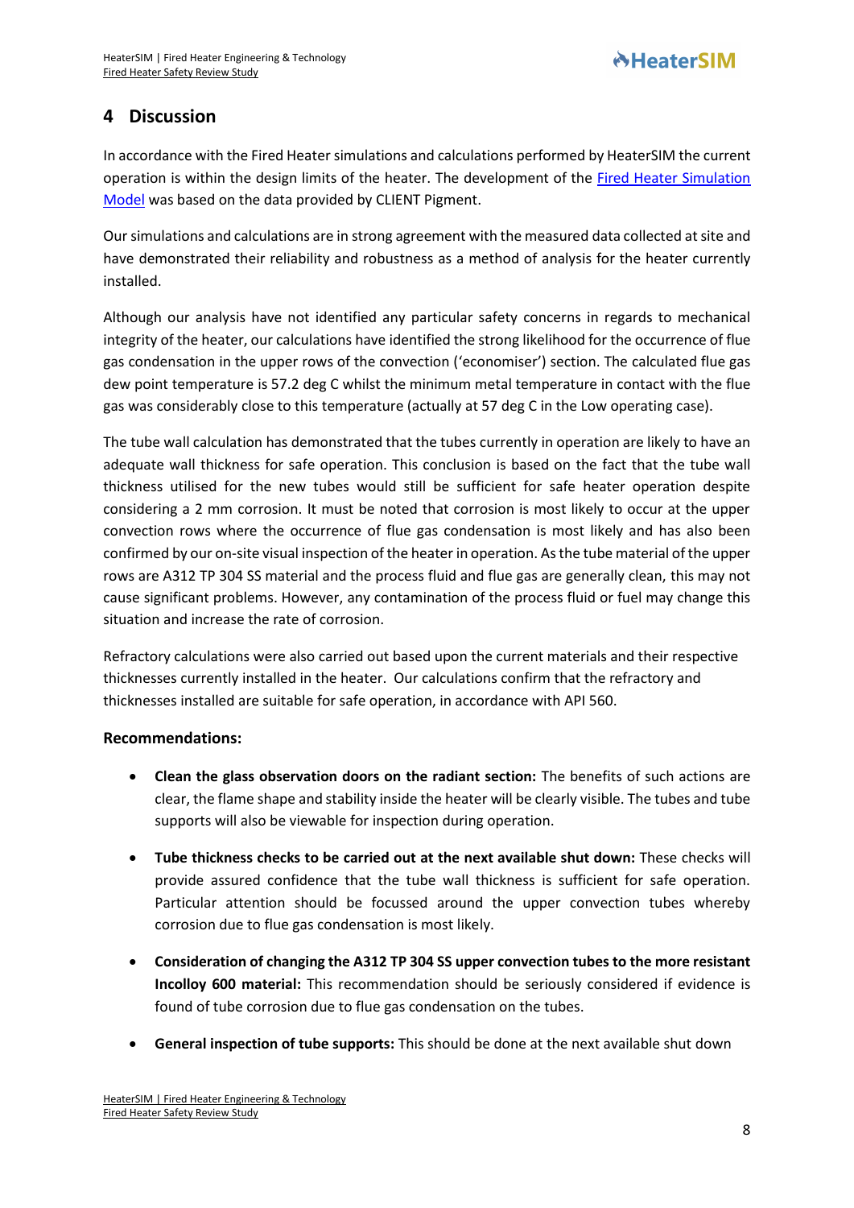# 4 Discussion

In accordance with the Fired Heater simulations and calculations performed by HeaterSIM the current operation is within the design limits of the heater. The development of the [Fired Heater Simulation Model]() was based on the data provided by CLIENT Pigment.

Our simulations and calculations are in strong agreement with the measured data collected at site and have demonstrated their reliability and robustness as a method of analysis for the heater currently installed.

Although our analysis have not identified any particular safety concerns in regards to mechanical integrity of the heater, our calculations have identified the strong likelihood for the occurrence of flue gas condensation in the upper rows of the convection ('economiser') section. The calculated flue gas dew point temperature is 57.2 deg C whilst the minimum metal temperature in contact with the flue gas was considerably close to this temperature (actually at 57 deg C in the Low operating case).

The tube wall calculation has demonstrated that the tubes currently in operation are likely to have an adequate wall thickness for safe operation. This conclusion is based on the fact that the tube wall thickness utilised for the new tubes would still be sufficient for safe heater operation despite considering a 2 mm corrosion. It must be noted that corrosion is most likely to occur at the upper convection rows where the occurrence of flue gas condensation is most likely and has also been confirmed by our on-site visual inspection of the heater in operation. As the tube material of the upper rows are A312 TP 304 SS material and the process fluid and flue gas are generally clean, this may not cause significant problems. However, any contamination of the process fluid or fuel may change this situation and increase the rate of corrosion.

Refractory calculations were also carried out based upon the current materials and their respective thicknesses currently installed in the heater. Our calculations confirm that the refractory and thicknesses installed are suitable for safe operation, in accordance with API 560.

**Recommendations:**

- **Clean the glass observation doors on the radiant section:** The benefits of such actions are clear, the flame shape and stability inside the heater will be clearly visible. The tubes and tube supports will also be viewable for inspection during operation.
- **Tube thickness checks to be carried out at the next available shut down:** These checks will provide assured confidence that the tube wall thickness is sufficient for safe operation. Particular attention should be focussed around the upper convection tubes whereby corrosion due to flue gas condensation is most likely.
- **Consideration of changing the A312 TP 304 SS upper convection tubes to the more resistant Incolloy 600 material:** This recommendation should be seriously considered if evidence is found of tube corrosion due to flue gas condensation on the tubes.
- **General inspection of tube supports:** This should be done at the next available shut down